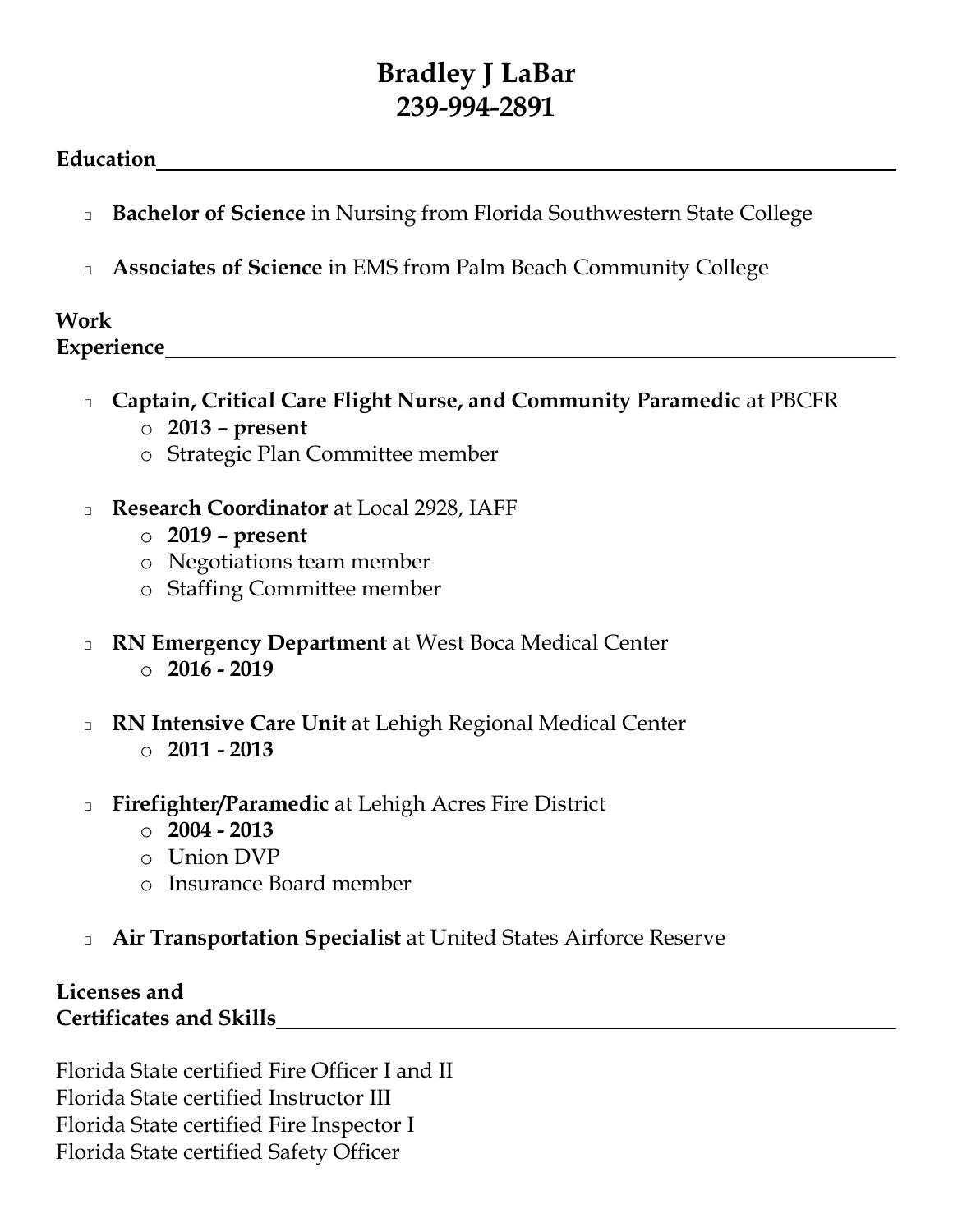# Bradley J LaBar
# 239-994-2891

## Education

- **Bachelor of Science** in Nursing from Florida Southwestern State College
- **Associates of Science** in EMS from Palm Beach Community College

## Work Experience

- **Captain, Critical Care Flight Nurse, and Community Paramedic** at PBCFR
  - **2013 – present**
  - Strategic Plan Committee member
- **Research Coordinator** at Local 2928, IAFF
  - **2019 – present**
  - Negotiations team member
  - Staffing Committee member
- **RN Emergency Department** at West Boca Medical Center
  - **2016 - 2019**
- **RN Intensive Care Unit** at Lehigh Regional Medical Center
  - **2011 - 2013**
- **Firefighter/Paramedic** at Lehigh Acres Fire District
  - **2004 - 2013**
  - Union DVP
  - Insurance Board member
- **Air Transportation Specialist** at United States Airforce Reserve

## Licenses and Certificates and Skills

Florida State certified Fire Officer I and II
Florida State certified Instructor III
Florida State certified Fire Inspector I
Florida State certified Safety Officer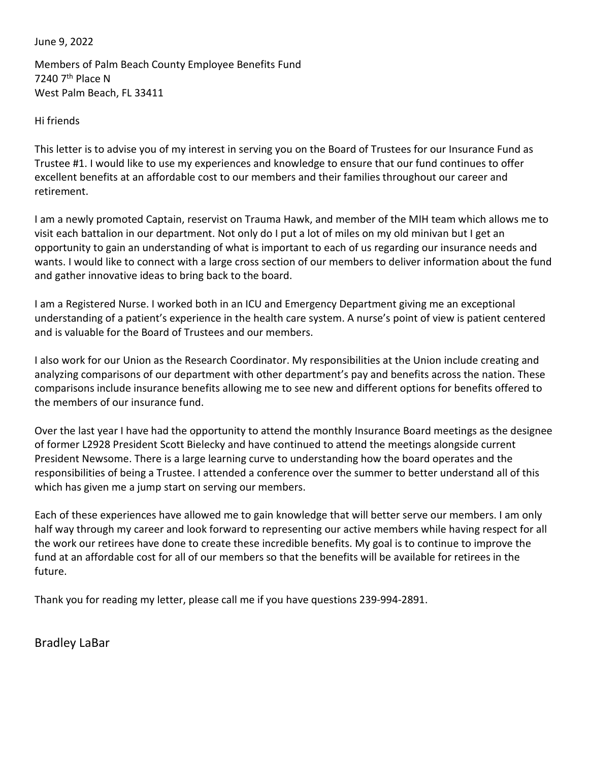June 9, 2022

Members of Palm Beach County Employee Benefits Fund
7240 7th Place N
West Palm Beach, FL 33411

Hi friends

This letter is to advise you of my interest in serving you on the Board of Trustees for our Insurance Fund as Trustee #1. I would like to use my experiences and knowledge to ensure that our fund continues to offer excellent benefits at an affordable cost to our members and their families throughout our career and retirement.

I am a newly promoted Captain, reservist on Trauma Hawk, and member of the MIH team which allows me to visit each battalion in our department. Not only do I put a lot of miles on my old minivan but I get an opportunity to gain an understanding of what is important to each of us regarding our insurance needs and wants. I would like to connect with a large cross section of our members to deliver information about the fund and gather innovative ideas to bring back to the board.

I am a Registered Nurse. I worked both in an ICU and Emergency Department giving me an exceptional understanding of a patient's experience in the health care system. A nurse's point of view is patient centered and is valuable for the Board of Trustees and our members.

I also work for our Union as the Research Coordinator. My responsibilities at the Union include creating and analyzing comparisons of our department with other department's pay and benefits across the nation. These comparisons include insurance benefits allowing me to see new and different options for benefits offered to the members of our insurance fund.

Over the last year I have had the opportunity to attend the monthly Insurance Board meetings as the designee of former L2928 President Scott Bielecky and have continued to attend the meetings alongside current President Newsome. There is a large learning curve to understanding how the board operates and the responsibilities of being a Trustee. I attended a conference over the summer to better understand all of this which has given me a jump start on serving our members.

Each of these experiences have allowed me to gain knowledge that will better serve our members. I am only half way through my career and look forward to representing our active members while having respect for all the work our retirees have done to create these incredible benefits. My goal is to continue to improve the fund at an affordable cost for all of our members so that the benefits will be available for retirees in the future.

Thank you for reading my letter, please call me if you have questions 239-994-2891.

Bradley LaBar